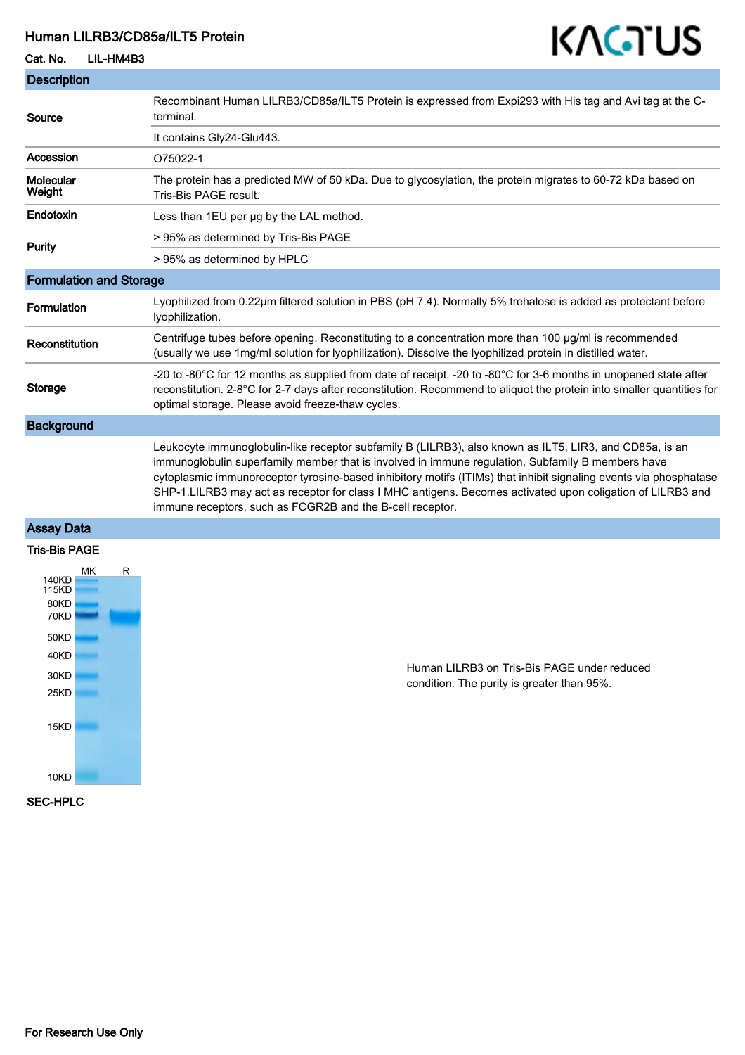# Human LILRB3/CD85a/ILT5 Protein

**Cat. No.** LIL-HM4B3

## Description

| | |
|---|---|
| **Source** | Recombinant Human LILRB3/CD85a/ILT5 Protein is expressed from Expi293 with His tag and Avi tag at the C-terminal. |
| | It contains Gly24-Glu443. |
| **Accession** | O75022-1 |
| **Molecular Weight** | The protein has a predicted MW of 50 kDa. Due to glycosylation, the protein migrates to 60-72 kDa based on Tris-Bis PAGE result. |
| **Endotoxin** | Less than 1EU per μg by the LAL method. |
| **Purity** | > 95% as determined by Tris-Bis PAGE |
| | > 95% as determined by HPLC |

## Formulation and Storage

| | |
|---|---|
| **Formulation** | Lyophilized from 0.22μm filtered solution in PBS (pH 7.4). Normally 5% trehalose is added as protectant before lyophilization. |
| **Reconstitution** | Centrifuge tubes before opening. Reconstituting to a concentration more than 100 μg/ml is recommended (usually we use 1mg/ml solution for lyophilization). Dissolve the lyophilized protein in distilled water. |
| **Storage** | -20 to -80°C for 12 months as supplied from date of receipt. -20 to -80°C for 3-6 months in unopened state after reconstitution. 2-8°C for 2-7 days after reconstitution. Recommend to aliquot the protein into smaller quantities for optimal storage. Please avoid freeze-thaw cycles. |

## Background

Leukocyte immunoglobulin-like receptor subfamily B (LILRB3), also known as ILT5, LIR3, and CD85a, is an immunoglobulin superfamily member that is involved in immune regulation. Subfamily B members have cytoplasmic immunoreceptor tyrosine-based inhibitory motifs (ITIMs) that inhibit signaling events via phosphatase SHP-1.LILRB3 may act as receptor for class I MHC antigens. Becomes activated upon coligation of LILRB3 and immune receptors, such as FCGR2B and the B-cell receptor.

## Assay Data

### Tris-Bis PAGE

Human LILRB3 on Tris-Bis PAGE under reduced condition. The purity is greater than 95%.

### SEC-HPLC

For Research Use Only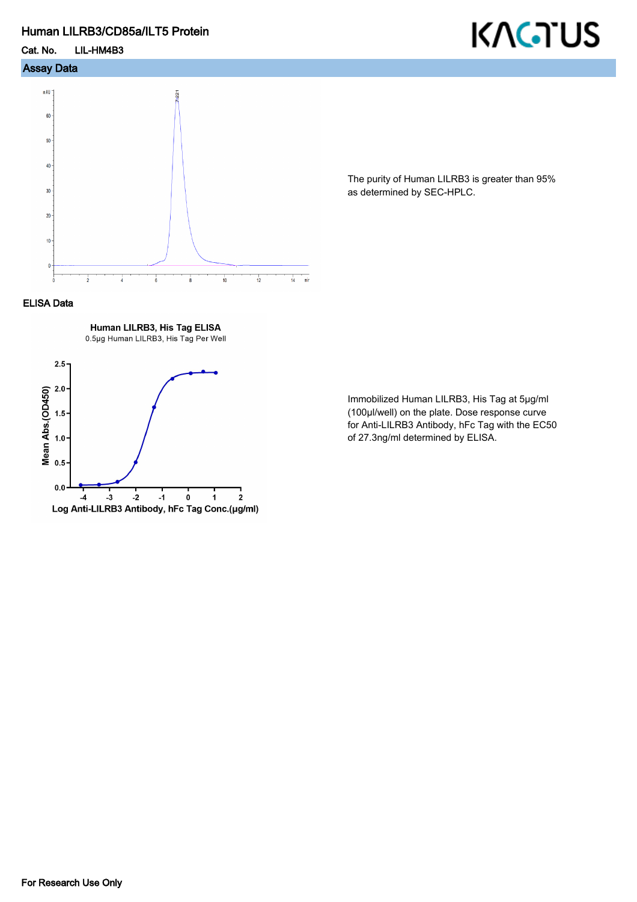# Human LILRB3/CD85a/ILT5 Protein

Cat. No. LIL-HM4B3

KACTUS

## Assay Data

mAU
60
50
40
30
20
10
0
7.221
0 2 4 6 8 10 12 14 min

The purity of Human LILRB3 is greater than 95% as determined by SEC-HPLC.

## ELISA Data

**Human LILRB3, His Tag ELISA**

0.5μg Human LILRB3, His Tag Per Well

Mean Abs.(OD450)
2.5
2.0
1.5
1.0
0.5
0.0
-4 -3 -2 -1 0 1 2
Log Anti-LILRB3 Antibody, hFc Tag Conc.(μg/ml)

Immobilized Human LILRB3, His Tag at 5μg/ml (100μl/well) on the plate. Dose response curve for Anti-LILRB3 Antibody, hFc Tag with the EC50 of 27.3ng/ml determined by ELISA.

For Research Use Only